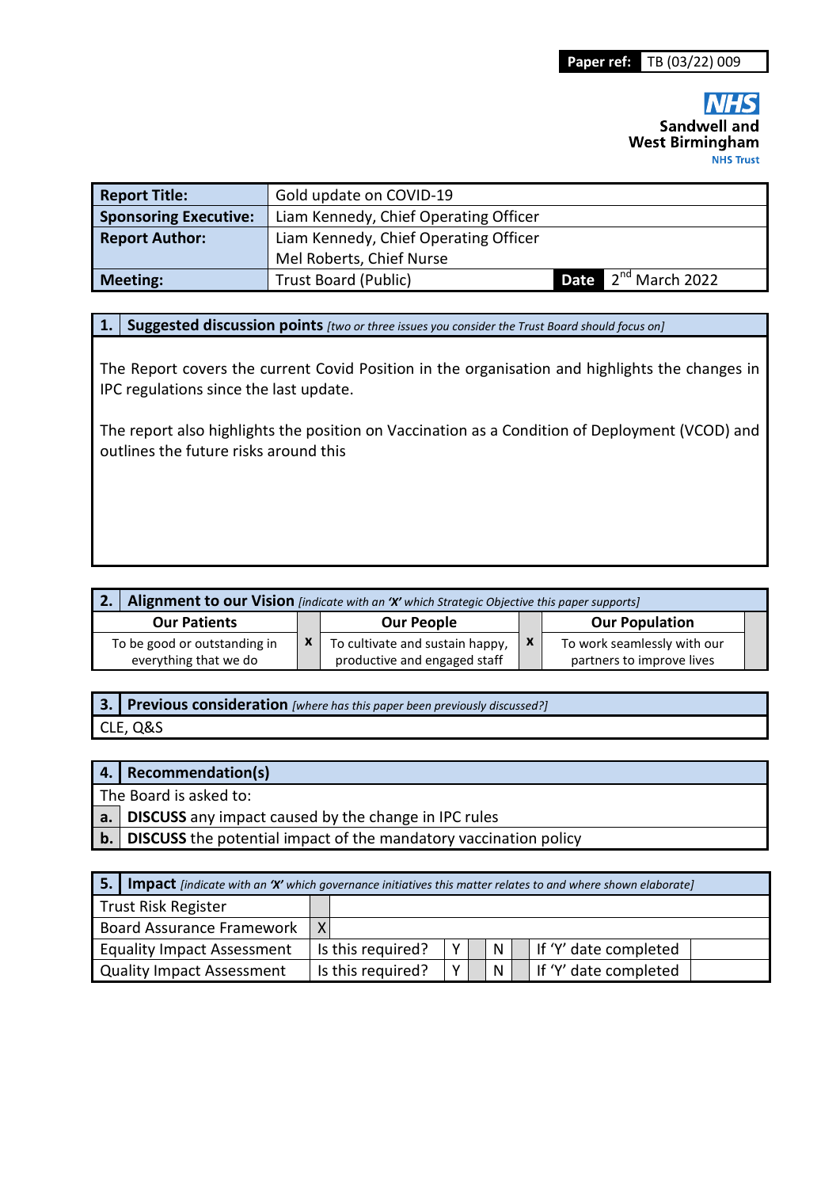**Paper ref:** TB (03/22) 009

NHS
**Sandwell and West Birmingham**
NHS Trust

| **Report Title:** | Gold update on COVID-19 | | |
|---|---|---|---|
| **Sponsoring Executive:** | Liam Kennedy, Chief Operating Officer | | |
| **Report Author:** | Liam Kennedy, Chief Operating Officer<br>Mel Roberts, Chief Nurse | | |
| **Meeting:** | Trust Board (Public) | **Date** | 2nd March 2022 |

## 1. Suggested discussion points *[two or three issues you consider the Trust Board should focus on]*

The Report covers the current Covid Position in the organisation and highlights the changes in IPC regulations since the last update.

The report also highlights the position on Vaccination as a Condition of Deployment (VCOD) and outlines the future risks around this

## 2. Alignment to our Vision *[indicate with an 'X' which Strategic Objective this paper supports]*

| Our Patients | | Our People | | Our Population | |
|---|---|---|---|---|---|
| To be good or outstanding in everything that we do | x | To cultivate and sustain happy, productive and engaged staff | x | To work seamlessly with our partners to improve lives | |

## 3. Previous consideration *[where has this paper been previously discussed?]*

CLE, Q&S

## 4. Recommendation(s)

The Board is asked to:

| | |
|---|---|
| **a.** | **DISCUSS** any impact caused by the change in IPC rules |
| **b.** | **DISCUSS** the potential impact of the mandatory vaccination policy |

## 5. Impact *[indicate with an 'X' which governance initiatives this matter relates to and where shown elaborate]*

| | | | | | | | |
|---|---|---|---|---|---|---|---|
| Trust Risk Register | | | | | | | |
| Board Assurance Framework | X | | | | | | |
| Equality Impact Assessment | Is this required? | Y | | N | | If 'Y' date completed | |
| Quality Impact Assessment | Is this required? | Y | | N | | If 'Y' date completed | |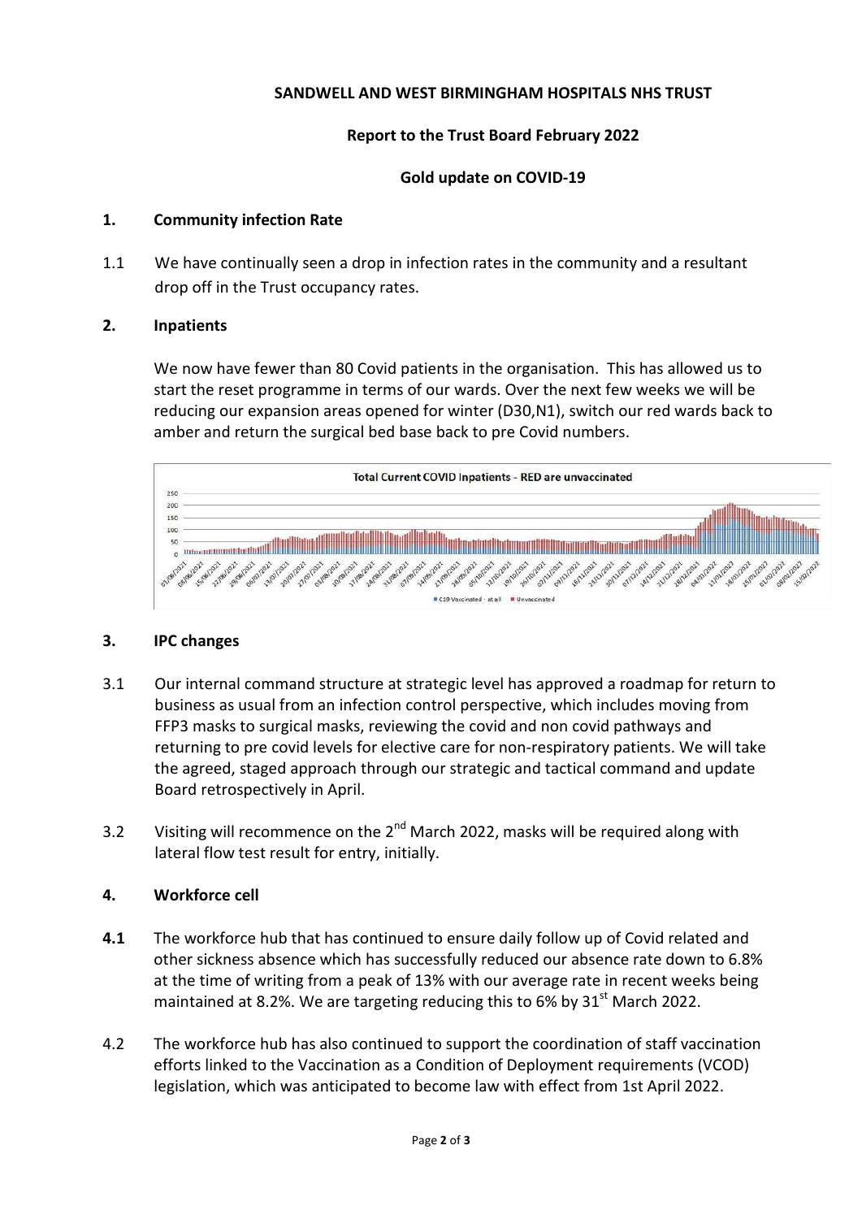**SANDWELL AND WEST BIRMINGHAM HOSPITALS NHS TRUST**

**Report to the Trust Board February 2022**

**Gold update on COVID-19**

## 1. Community infection Rate

1.1 We have continually seen a drop in infection rates in the community and a resultant drop off in the Trust occupancy rates.

## 2. Inpatients

We now have fewer than 80 Covid patients in the organisation. This has allowed us to start the reset programme in terms of our wards. Over the next few weeks we will be reducing our expansion areas opened for winter (D30,N1), switch our red wards back to amber and return the surgical bed base back to pre Covid numbers.

## 3. IPC changes

3.1 Our internal command structure at strategic level has approved a roadmap for return to business as usual from an infection control perspective, which includes moving from FFP3 masks to surgical masks, reviewing the covid and non covid pathways and returning to pre covid levels for elective care for non-respiratory patients. We will take the agreed, staged approach through our strategic and tactical command and update Board retrospectively in April.

3.2 Visiting will recommence on the 2nd March 2022, masks will be required along with lateral flow test result for entry, initially.

## 4. Workforce cell

**4.1** The workforce hub that has continued to ensure daily follow up of Covid related and other sickness absence which has successfully reduced our absence rate down to 6.8% at the time of writing from a peak of 13% with our average rate in recent weeks being maintained at 8.2%. We are targeting reducing this to 6% by 31st March 2022.

4.2 The workforce hub has also continued to support the coordination of staff vaccination efforts linked to the Vaccination as a Condition of Deployment requirements (VCOD) legislation, which was anticipated to become law with effect from 1st April 2022.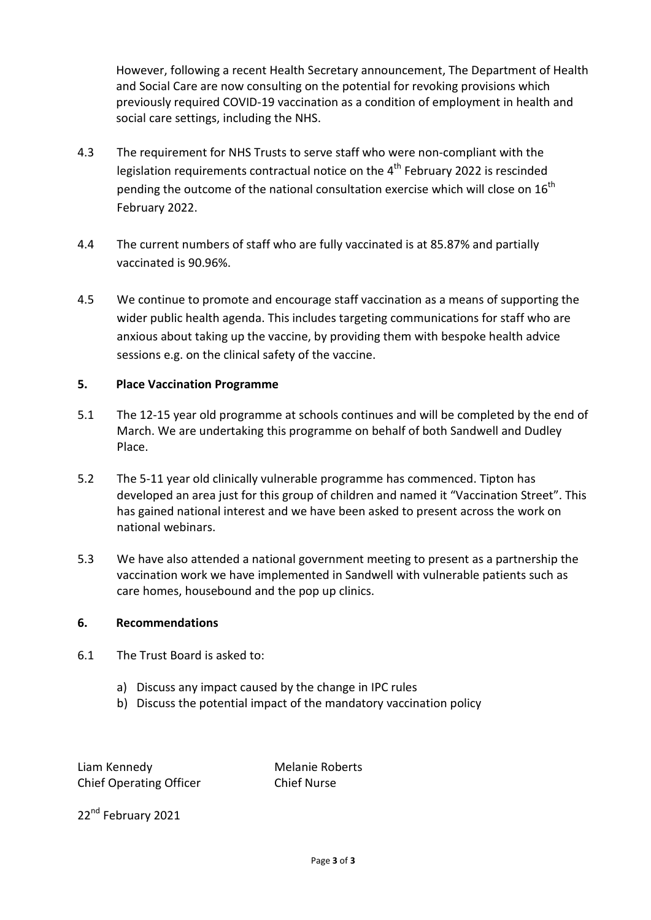However, following a recent Health Secretary announcement, The Department of Health and Social Care are now consulting on the potential for revoking provisions which previously required COVID-19 vaccination as a condition of employment in health and social care settings, including the NHS.

4.3 The requirement for NHS Trusts to serve staff who were non-compliant with the legislation requirements contractual notice on the 4th February 2022 is rescinded pending the outcome of the national consultation exercise which will close on 16th February 2022.

4.4 The current numbers of staff who are fully vaccinated is at 85.87% and partially vaccinated is 90.96%.

4.5 We continue to promote and encourage staff vaccination as a means of supporting the wider public health agenda. This includes targeting communications for staff who are anxious about taking up the vaccine, by providing them with bespoke health advice sessions e.g. on the clinical safety of the vaccine.

## 5. Place Vaccination Programme

5.1 The 12-15 year old programme at schools continues and will be completed by the end of March. We are undertaking this programme on behalf of both Sandwell and Dudley Place.

5.2 The 5-11 year old clinically vulnerable programme has commenced. Tipton has developed an area just for this group of children and named it "Vaccination Street". This has gained national interest and we have been asked to present across the work on national webinars.

5.3 We have also attended a national government meeting to present as a partnership the vaccination work we have implemented in Sandwell with vulnerable patients such as care homes, housebound and the pop up clinics.

## 6. Recommendations

6.1 The Trust Board is asked to:

a) Discuss any impact caused by the change in IPC rules
b) Discuss the potential impact of the mandatory vaccination policy

Liam Kennedy
Chief Operating Officer

Melanie Roberts
Chief Nurse

22nd February 2021